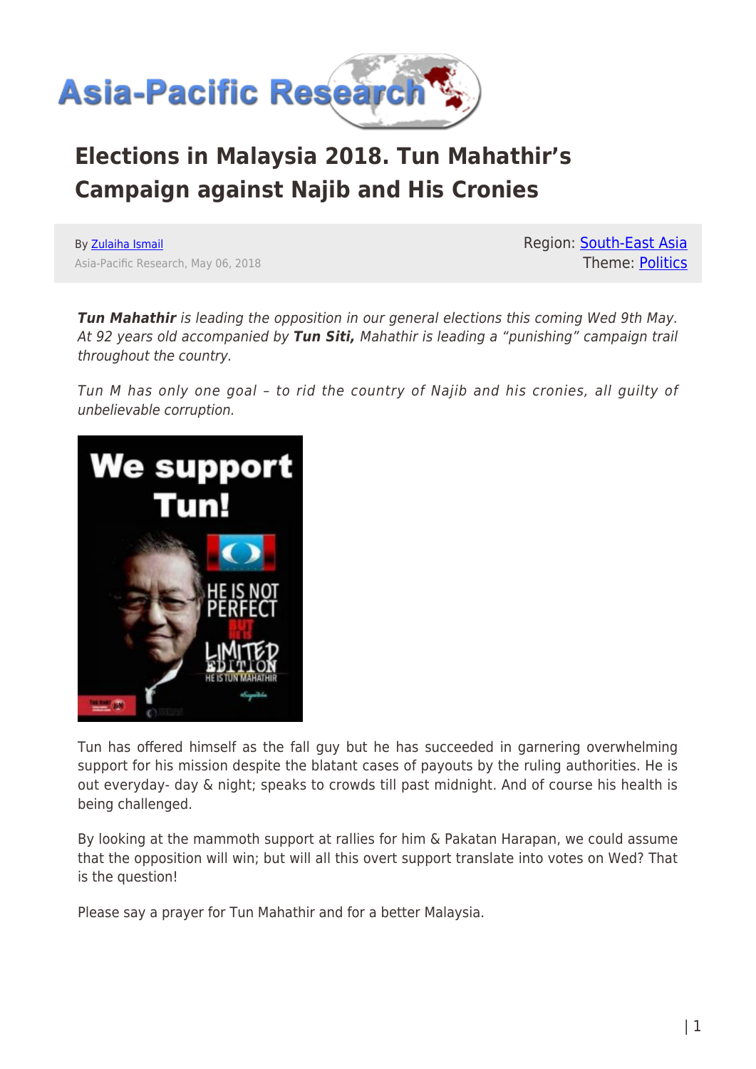# Elections in Malaysia 2018. Tun Mahathir's Campaign against Najib and His Cronies

By Zulaiha Ismail
Asia-Pacific Research, May 06, 2018

Region: South-East Asia
Theme: Politics

***Tun Mahathir** is leading the opposition in our general elections this coming Wed 9th May. At 92 years old accompanied by **Tun Siti,** Mahathir is leading a "punishing" campaign trail throughout the country.*

*Tun M has only one goal – to rid the country of Najib and his cronies, all guilty of unbelievable corruption.*

Tun has offered himself as the fall guy but he has succeeded in garnering overwhelming support for his mission despite the blatant cases of payouts by the ruling authorities. He is out everyday- day & night; speaks to crowds till past midnight. And of course his health is being challenged.

By looking at the mammoth support at rallies for him & Pakatan Harapan, we could assume that the opposition will win; but will all this overt support translate into votes on Wed? That is the question!

Please say a prayer for Tun Mahathir and for a better Malaysia.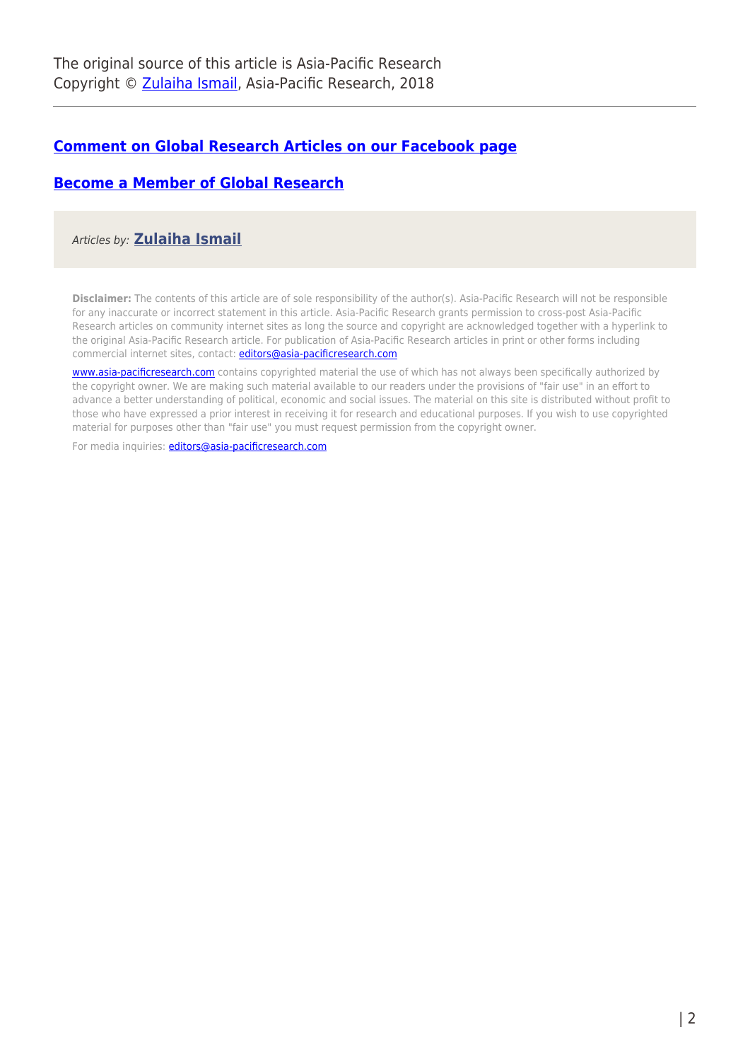The original source of this article is Asia-Pacific Research
Copyright © Zulaiha Ismail, Asia-Pacific Research, 2018

---

**Comment on Global Research Articles on our Facebook page**

**Become a Member of Global Research**

*Articles by:* **Zulaiha Ismail**

**Disclaimer:** The contents of this article are of sole responsibility of the author(s). Asia-Pacific Research will not be responsible for any inaccurate or incorrect statement in this article. Asia-Pacific Research grants permission to cross-post Asia-Pacific Research articles on community internet sites as long the source and copyright are acknowledged together with a hyperlink to the original Asia-Pacific Research article. For publication of Asia-Pacific Research articles in print or other forms including commercial internet sites, contact: editors@asia-pacificresearch.com

www.asia-pacificresearch.com contains copyrighted material the use of which has not always been specifically authorized by the copyright owner. We are making such material available to our readers under the provisions of "fair use" in an effort to advance a better understanding of political, economic and social issues. The material on this site is distributed without profit to those who have expressed a prior interest in receiving it for research and educational purposes. If you wish to use copyrighted material for purposes other than "fair use" you must request permission from the copyright owner.

For media inquiries: editors@asia-pacificresearch.com